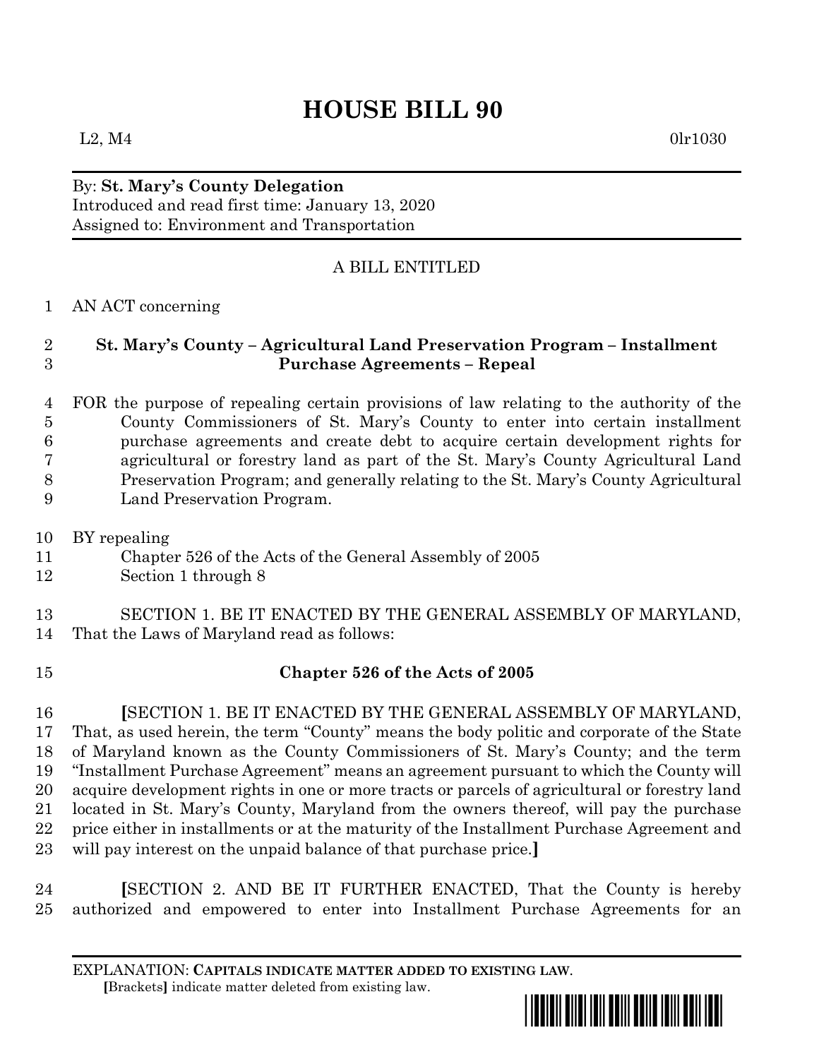# HOUSE BILL 90

L2, M4 0lr1030

By: **St. Mary's County Delegation**
Introduced and read first time: January 13, 2020
Assigned to: Environment and Transportation

A BILL ENTITLED

AN ACT concerning

**St. Mary's County – Agricultural Land Preservation Program – Installment Purchase Agreements – Repeal**

FOR the purpose of repealing certain provisions of law relating to the authority of the County Commissioners of St. Mary's County to enter into certain installment purchase agreements and create debt to acquire certain development rights for agricultural or forestry land as part of the St. Mary's County Agricultural Land Preservation Program; and generally relating to the St. Mary's County Agricultural Land Preservation Program.

BY repealing
Chapter 526 of the Acts of the General Assembly of 2005
Section 1 through 8

SECTION 1. BE IT ENACTED BY THE GENERAL ASSEMBLY OF MARYLAND, That the Laws of Maryland read as follows:

**Chapter 526 of the Acts of 2005**

**[**SECTION 1. BE IT ENACTED BY THE GENERAL ASSEMBLY OF MARYLAND, That, as used herein, the term "County" means the body politic and corporate of the State of Maryland known as the County Commissioners of St. Mary's County; and the term "Installment Purchase Agreement" means an agreement pursuant to which the County will acquire development rights in one or more tracts or parcels of agricultural or forestry land located in St. Mary's County, Maryland from the owners thereof, will pay the purchase price either in installments or at the maturity of the Installment Purchase Agreement and will pay interest on the unpaid balance of that purchase price.**]**

**[**SECTION 2. AND BE IT FURTHER ENACTED, That the County is hereby authorized and empowered to enter into Installment Purchase Agreements for an

EXPLANATION: **CAPITALS INDICATE MATTER ADDED TO EXISTING LAW.**
**[**Brackets**]** indicate matter deleted from existing law.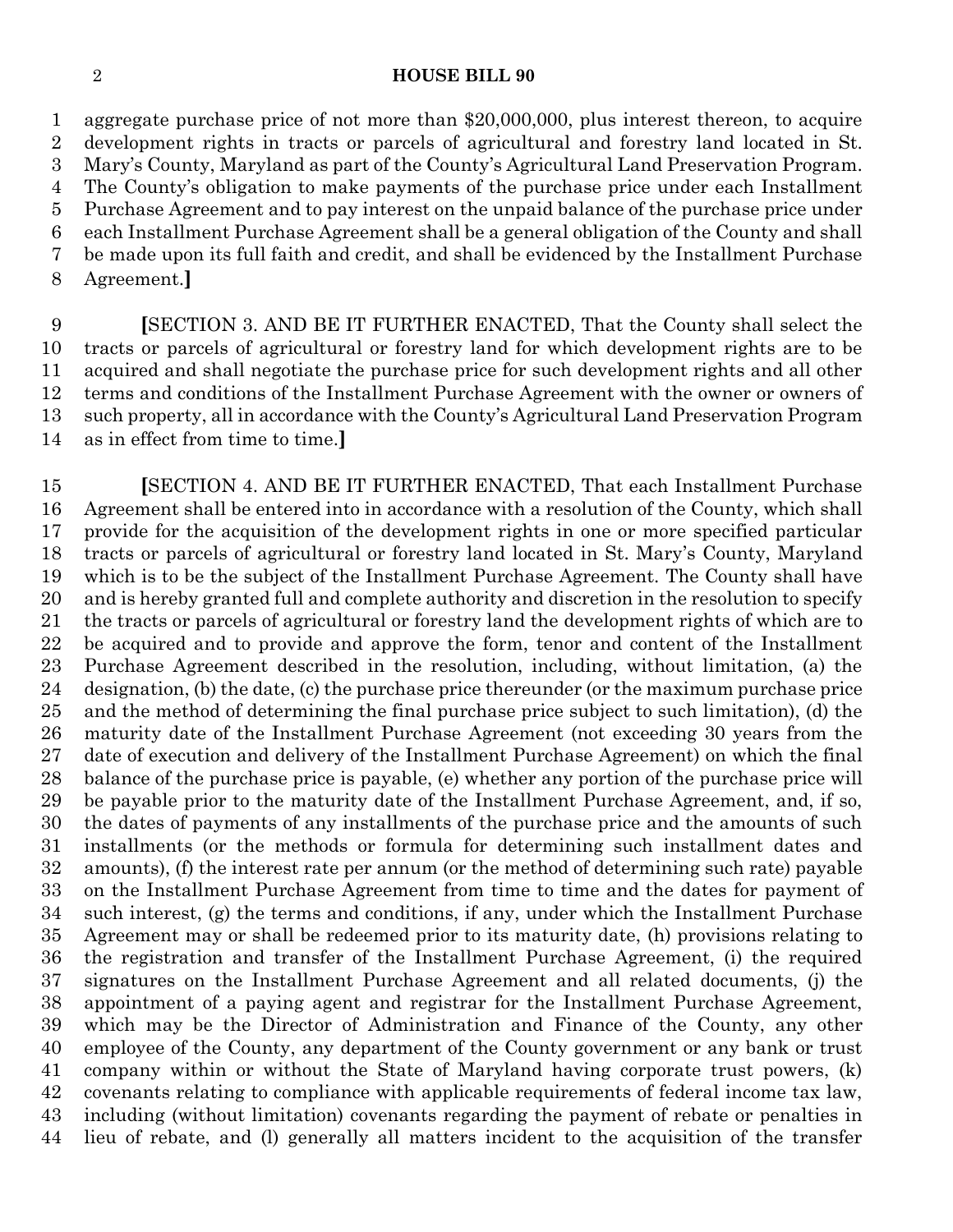aggregate purchase price of not more than $20,000,000, plus interest thereon, to acquire development rights in tracts or parcels of agricultural and forestry land located in St. Mary's County, Maryland as part of the County's Agricultural Land Preservation Program. The County's obligation to make payments of the purchase price under each Installment Purchase Agreement and to pay interest on the unpaid balance of the purchase price under each Installment Purchase Agreement shall be a general obligation of the County and shall be made upon its full faith and credit, and shall be evidenced by the Installment Purchase Agreement.**]**

**[**SECTION 3. AND BE IT FURTHER ENACTED, That the County shall select the tracts or parcels of agricultural or forestry land for which development rights are to be acquired and shall negotiate the purchase price for such development rights and all other terms and conditions of the Installment Purchase Agreement with the owner or owners of such property, all in accordance with the County's Agricultural Land Preservation Program as in effect from time to time.**]**

**[**SECTION 4. AND BE IT FURTHER ENACTED, That each Installment Purchase Agreement shall be entered into in accordance with a resolution of the County, which shall provide for the acquisition of the development rights in one or more specified particular tracts or parcels of agricultural or forestry land located in St. Mary's County, Maryland which is to be the subject of the Installment Purchase Agreement. The County shall have and is hereby granted full and complete authority and discretion in the resolution to specify the tracts or parcels of agricultural or forestry land the development rights of which are to be acquired and to provide and approve the form, tenor and content of the Installment Purchase Agreement described in the resolution, including, without limitation, (a) the designation, (b) the date, (c) the purchase price thereunder (or the maximum purchase price and the method of determining the final purchase price subject to such limitation), (d) the maturity date of the Installment Purchase Agreement (not exceeding 30 years from the date of execution and delivery of the Installment Purchase Agreement) on which the final balance of the purchase price is payable, (e) whether any portion of the purchase price will be payable prior to the maturity date of the Installment Purchase Agreement, and, if so, the dates of payments of any installments of the purchase price and the amounts of such installments (or the methods or formula for determining such installment dates and amounts), (f) the interest rate per annum (or the method of determining such rate) payable on the Installment Purchase Agreement from time to time and the dates for payment of such interest, (g) the terms and conditions, if any, under which the Installment Purchase Agreement may or shall be redeemed prior to its maturity date, (h) provisions relating to the registration and transfer of the Installment Purchase Agreement, (i) the required signatures on the Installment Purchase Agreement and all related documents, (j) the appointment of a paying agent and registrar for the Installment Purchase Agreement, which may be the Director of Administration and Finance of the County, any other employee of the County, any department of the County government or any bank or trust company within or without the State of Maryland having corporate trust powers, (k) covenants relating to compliance with applicable requirements of federal income tax law, including (without limitation) covenants regarding the payment of rebate or penalties in lieu of rebate, and (l) generally all matters incident to the acquisition of the transfer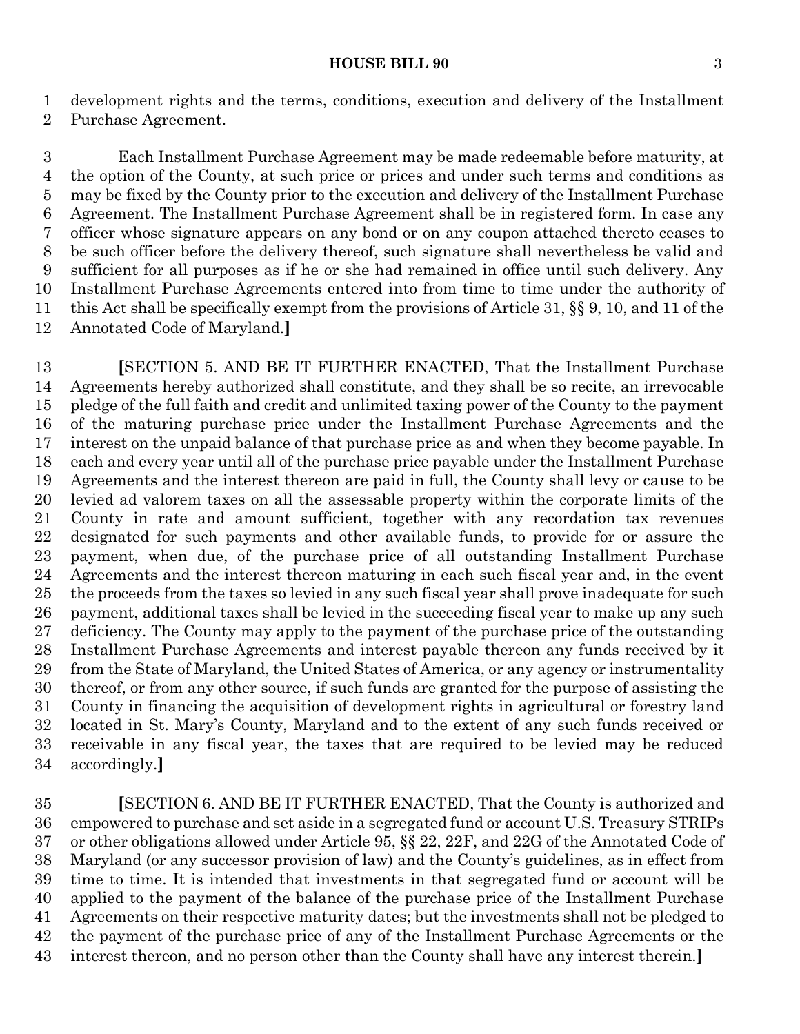development rights and the terms, conditions, execution and delivery of the Installment Purchase Agreement.

Each Installment Purchase Agreement may be made redeemable before maturity, at the option of the County, at such price or prices and under such terms and conditions as may be fixed by the County prior to the execution and delivery of the Installment Purchase Agreement. The Installment Purchase Agreement shall be in registered form. In case any officer whose signature appears on any bond or on any coupon attached thereto ceases to be such officer before the delivery thereof, such signature shall nevertheless be valid and sufficient for all purposes as if he or she had remained in office until such delivery. Any Installment Purchase Agreements entered into from time to time under the authority of this Act shall be specifically exempt from the provisions of Article 31, §§ 9, 10, and 11 of the Annotated Code of Maryland.**]**

**[**SECTION 5. AND BE IT FURTHER ENACTED, That the Installment Purchase Agreements hereby authorized shall constitute, and they shall be so recite, an irrevocable pledge of the full faith and credit and unlimited taxing power of the County to the payment of the maturing purchase price under the Installment Purchase Agreements and the interest on the unpaid balance of that purchase price as and when they become payable. In each and every year until all of the purchase price payable under the Installment Purchase Agreements and the interest thereon are paid in full, the County shall levy or cause to be levied ad valorem taxes on all the assessable property within the corporate limits of the County in rate and amount sufficient, together with any recordation tax revenues designated for such payments and other available funds, to provide for or assure the payment, when due, of the purchase price of all outstanding Installment Purchase Agreements and the interest thereon maturing in each such fiscal year and, in the event the proceeds from the taxes so levied in any such fiscal year shall prove inadequate for such payment, additional taxes shall be levied in the succeeding fiscal year to make up any such deficiency. The County may apply to the payment of the purchase price of the outstanding Installment Purchase Agreements and interest payable thereon any funds received by it from the State of Maryland, the United States of America, or any agency or instrumentality thereof, or from any other source, if such funds are granted for the purpose of assisting the County in financing the acquisition of development rights in agricultural or forestry land located in St. Mary's County, Maryland and to the extent of any such funds received or receivable in any fiscal year, the taxes that are required to be levied may be reduced accordingly.**]**

**[**SECTION 6. AND BE IT FURTHER ENACTED, That the County is authorized and empowered to purchase and set aside in a segregated fund or account U.S. Treasury STRIPs or other obligations allowed under Article 95, §§ 22, 22F, and 22G of the Annotated Code of Maryland (or any successor provision of law) and the County's guidelines, as in effect from time to time. It is intended that investments in that segregated fund or account will be applied to the payment of the balance of the purchase price of the Installment Purchase Agreements on their respective maturity dates; but the investments shall not be pledged to the payment of the purchase price of any of the Installment Purchase Agreements or the interest thereon, and no person other than the County shall have any interest therein.**]**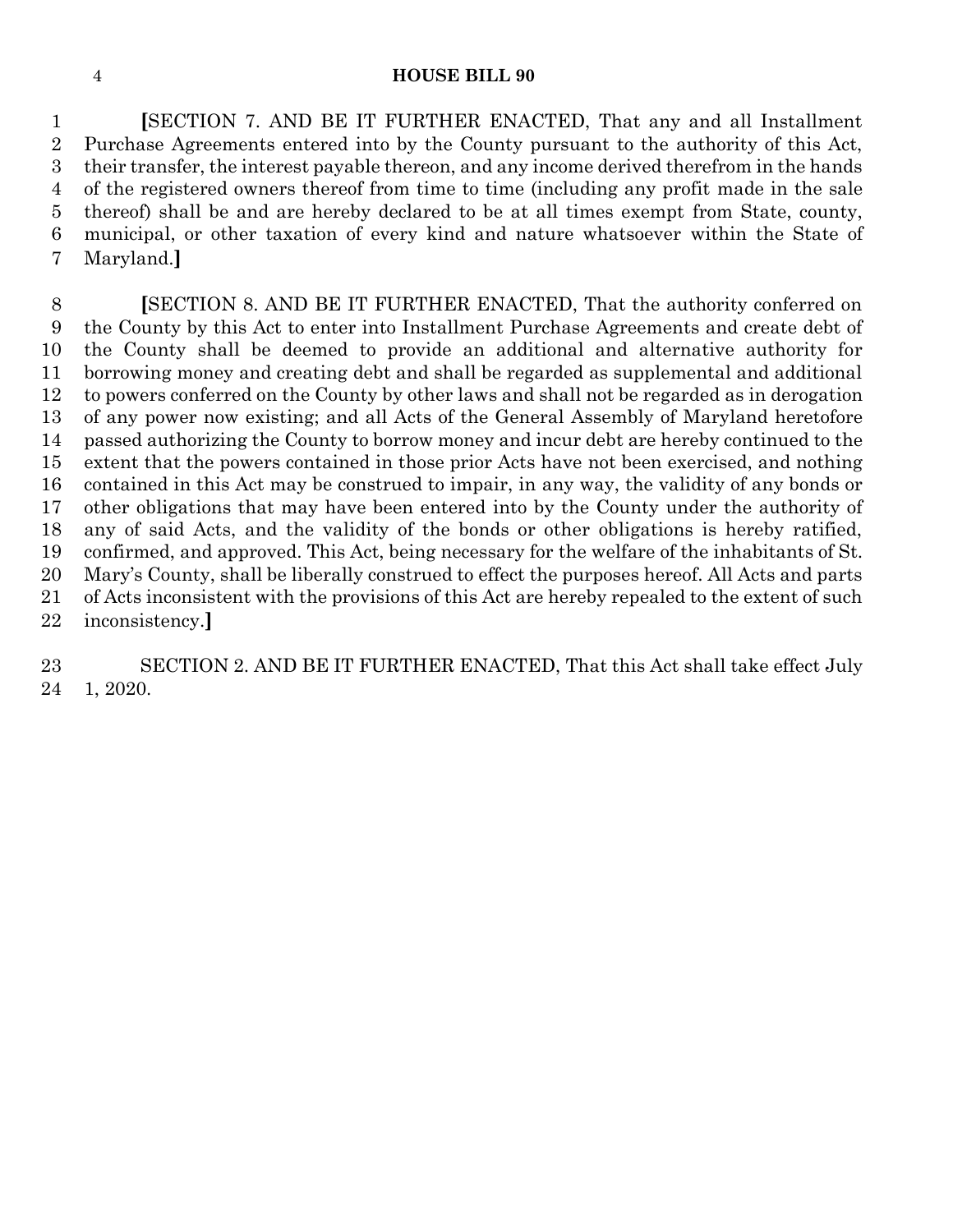**[**SECTION 7. AND BE IT FURTHER ENACTED, That any and all Installment Purchase Agreements entered into by the County pursuant to the authority of this Act, their transfer, the interest payable thereon, and any income derived therefrom in the hands of the registered owners thereof from time to time (including any profit made in the sale thereof) shall be and are hereby declared to be at all times exempt from State, county, municipal, or other taxation of every kind and nature whatsoever within the State of Maryland.**]**

**[**SECTION 8. AND BE IT FURTHER ENACTED, That the authority conferred on the County by this Act to enter into Installment Purchase Agreements and create debt of the County shall be deemed to provide an additional and alternative authority for borrowing money and creating debt and shall be regarded as supplemental and additional to powers conferred on the County by other laws and shall not be regarded as in derogation of any power now existing; and all Acts of the General Assembly of Maryland heretofore passed authorizing the County to borrow money and incur debt are hereby continued to the extent that the powers contained in those prior Acts have not been exercised, and nothing contained in this Act may be construed to impair, in any way, the validity of any bonds or other obligations that may have been entered into by the County under the authority of any of said Acts, and the validity of the bonds or other obligations is hereby ratified, confirmed, and approved. This Act, being necessary for the welfare of the inhabitants of St. Mary's County, shall be liberally construed to effect the purposes hereof. All Acts and parts of Acts inconsistent with the provisions of this Act are hereby repealed to the extent of such inconsistency.**]**

SECTION 2. AND BE IT FURTHER ENACTED, That this Act shall take effect July 1, 2020.